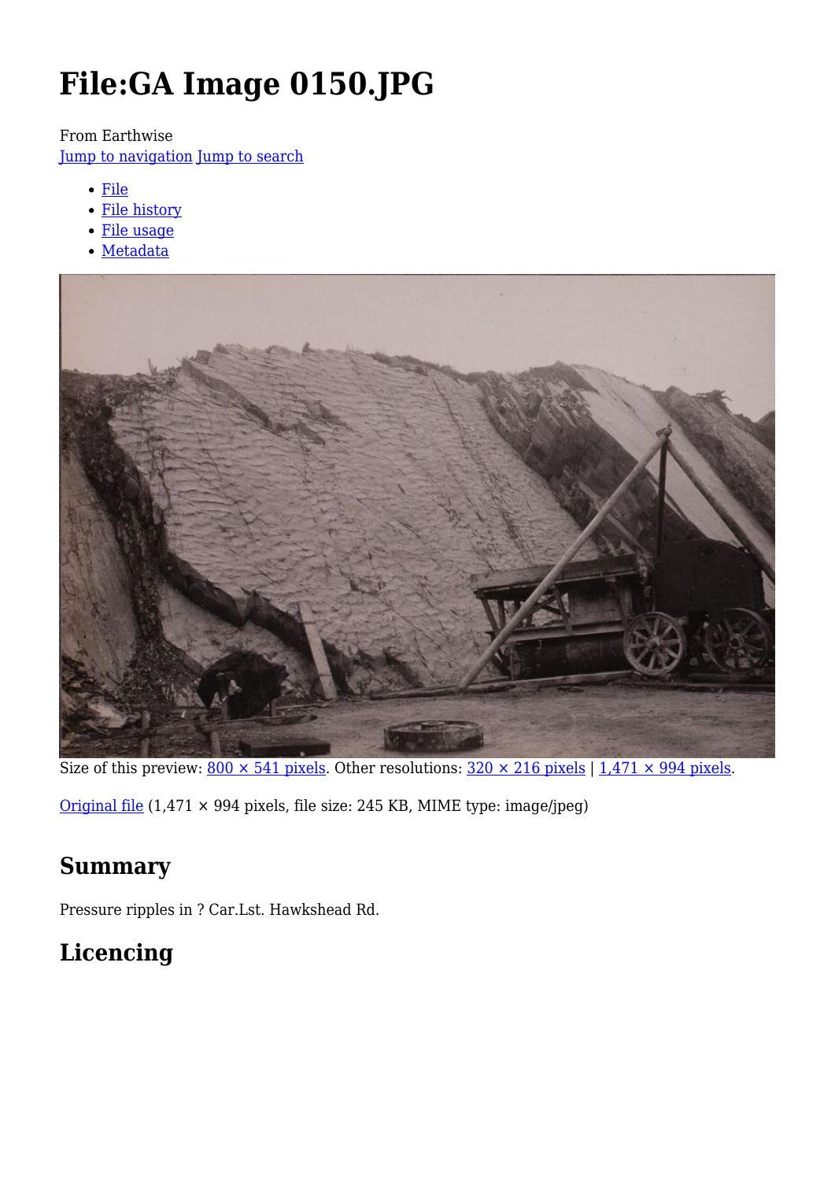# File:GA Image 0150.JPG

From Earthwise

Jump to navigation Jump to search

- File
- File history
- File usage
- Metadata

Size of this preview: 800 × 541 pixels. Other resolutions: 320 × 216 pixels | 1,471 × 994 pixels.

Original file (1,471 × 994 pixels, file size: 245 KB, MIME type: image/jpeg)

## Summary

Pressure ripples in ? Car.Lst. Hawkshead Rd.

## Licencing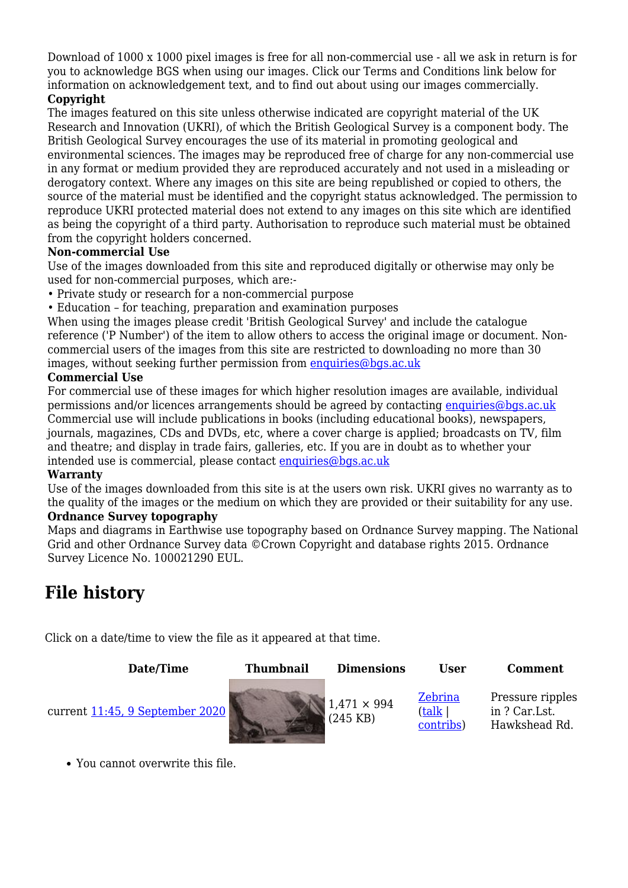Download of 1000 x 1000 pixel images is free for all non-commercial use - all we ask in return is for you to acknowledge BGS when using our images. Click our Terms and Conditions link below for information on acknowledgement text, and to find out about using our images commercially.

**Copyright**

The images featured on this site unless otherwise indicated are copyright material of the UK Research and Innovation (UKRI), of which the British Geological Survey is a component body. The British Geological Survey encourages the use of its material in promoting geological and environmental sciences. The images may be reproduced free of charge for any non-commercial use in any format or medium provided they are reproduced accurately and not used in a misleading or derogatory context. Where any images on this site are being republished or copied to others, the source of the material must be identified and the copyright status acknowledged. The permission to reproduce UKRI protected material does not extend to any images on this site which are identified as being the copyright of a third party. Authorisation to reproduce such material must be obtained from the copyright holders concerned.

**Non-commercial Use**

Use of the images downloaded from this site and reproduced digitally or otherwise may only be used for non-commercial purposes, which are:-

- Private study or research for a non-commercial purpose
- Education – for teaching, preparation and examination purposes

When using the images please credit 'British Geological Survey' and include the catalogue reference ('P Number') of the item to allow others to access the original image or document. Non-commercial users of the images from this site are restricted to downloading no more than 30 images, without seeking further permission from enquiries@bgs.ac.uk

**Commercial Use**

For commercial use of these images for which higher resolution images are available, individual permissions and/or licences arrangements should be agreed by contacting enquiries@bgs.ac.uk Commercial use will include publications in books (including educational books), newspapers, journals, magazines, CDs and DVDs, etc, where a cover charge is applied; broadcasts on TV, film and theatre; and display in trade fairs, galleries, etc. If you are in doubt as to whether your intended use is commercial, please contact enquiries@bgs.ac.uk

**Warranty**

Use of the images downloaded from this site is at the users own risk. UKRI gives no warranty as to the quality of the images or the medium on which they are provided or their suitability for any use.

**Ordnance Survey topography**

Maps and diagrams in Earthwise use topography based on Ordnance Survey mapping. The National Grid and other Ordnance Survey data ©Crown Copyright and database rights 2015. Ordnance Survey Licence No. 100021290 EUL.

## File history

Click on a date/time to view the file as it appeared at that time.

| Date/Time | Thumbnail | Dimensions | User | Comment |
|---|---|---|---|---|
| current 11:45, 9 September 2020 | | 1,471 × 994 (245 KB) | Zebrina (talk \| contribs) | Pressure ripples in ? Car.Lst. Hawkshead Rd. |

- You cannot overwrite this file.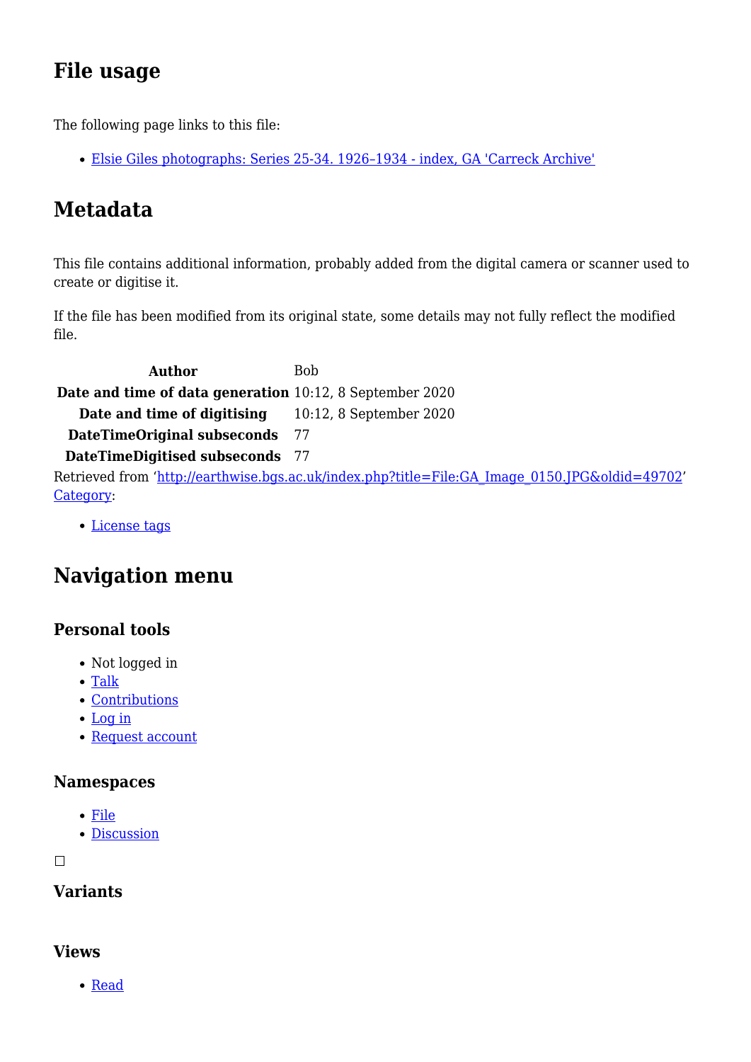## File usage

The following page links to this file:

- [Elsie Giles photographs: Series 25-34. 1926–1934 - index, GA 'Carreck Archive']

## Metadata

This file contains additional information, probably added from the digital camera or scanner used to create or digitise it.

If the file has been modified from its original state, some details may not fully reflect the modified file.

| | |
|---|---|
| **Author** | Bob |
| **Date and time of data generation** | 10:12, 8 September 2020 |
| **Date and time of digitising** | 10:12, 8 September 2020 |
| **DateTimeOriginal subseconds** | 77 |
| **DateTimeDigitised subseconds** | 77 |

Retrieved from 'http://earthwise.bgs.ac.uk/index.php?title=File:GA_Image_0150.JPG&oldid=49702'
Category:

- License tags

## Navigation menu

### Personal tools

- Not logged in
- Talk
- Contributions
- Log in
- Request account

### Namespaces

- File
- Discussion

### Variants

### Views

- Read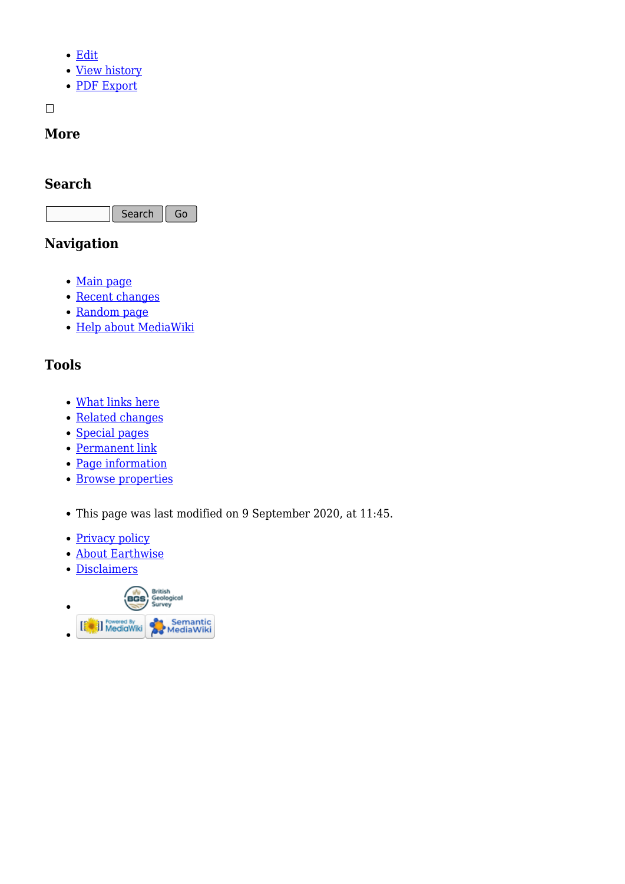- Edit
- View history
- PDF Export

☐

### More

### Search

Search Go

### Navigation

- Main page
- Recent changes
- Random page
- Help about MediaWiki

### Tools

- What links here
- Related changes
- Special pages
- Permanent link
- Page information
- Browse properties

- This page was last modified on 9 September 2020, at 11:45.

- Privacy policy
- About Earthwise
- Disclaimers